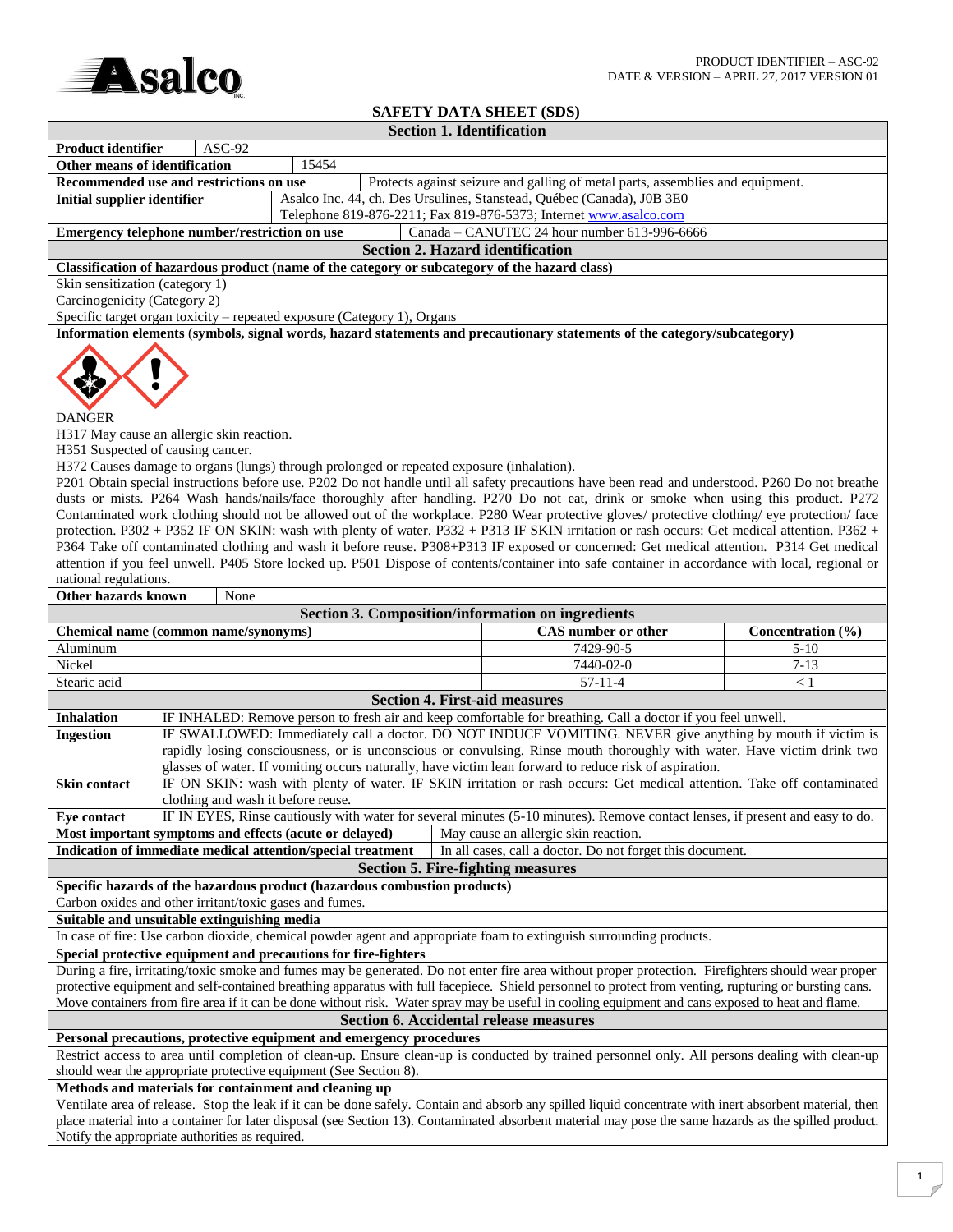PRODUCT IDENTIFIER – ASC-92
DATE & VERSION – APRIL 27, 2017 VERSION 01

# SAFETY DATA SHEET (SDS)

## Section 1. Identification

**Product identifier** ASC-92

**Other means of identification** 15454

**Recommended use and restrictions on use** Protects against seizure and galling of metal parts, assemblies and equipment.

**Initial supplier identifier** Asalco Inc. 44, ch. Des Ursulines, Stanstead, Québec (Canada), J0B 3E0
Telephone 819-876-2211; Fax 819-876-5373; Internet www.asalco.com

**Emergency telephone number/restriction on use** Canada – CANUTEC 24 hour number 613-996-6666

## Section 2. Hazard identification

**Classification of hazardous product (name of the category or subcategory of the hazard class)**

Skin sensitization (category 1)
Carcinogenicity (Category 2)
Specific target organ toxicity – repeated exposure (Category 1), Organs

**Information elements (symbols, signal words, hazard statements and precautionary statements of the category/subcategory)**

DANGER
H317 May cause an allergic skin reaction.
H351 Suspected of causing cancer.
H372 Causes damage to organs (lungs) through prolonged or repeated exposure (inhalation).
P201 Obtain special instructions before use. P202 Do not handle until all safety precautions have been read and understood. P260 Do not breathe dusts or mists. P264 Wash hands/nails/face thoroughly after handling. P270 Do not eat, drink or smoke when using this product. P272 Contaminated work clothing should not be allowed out of the workplace. P280 Wear protective gloves/ protective clothing/ eye protection/ face protection. P302 + P352 IF ON SKIN: wash with plenty of water. P332 + P313 IF SKIN irritation or rash occurs: Get medical attention. P362 + P364 Take off contaminated clothing and wash it before reuse. P308+P313 IF exposed or concerned: Get medical attention. P314 Get medical attention if you feel unwell. P405 Store locked up. P501 Dispose of contents/container into safe container in accordance with local, regional or national regulations.

**Other hazards known** None

## Section 3. Composition/information on ingredients

| Chemical name (common name/synonyms) | CAS number or other | Concentration (%) |
|---|---|---|
| Aluminum | 7429-90-5 | 5-10 |
| Nickel | 7440-02-0 | 7-13 |
| Stearic acid | 57-11-4 | < 1 |

## Section 4. First-aid measures

| | |
|---|---|
| **Inhalation** | IF INHALED: Remove person to fresh air and keep comfortable for breathing. Call a doctor if you feel unwell. |
| **Ingestion** | IF SWALLOWED: Immediately call a doctor. DO NOT INDUCE VOMITING. NEVER give anything by mouth if victim is rapidly losing consciousness, or is unconscious or convulsing. Rinse mouth thoroughly with water. Have victim drink two glasses of water. If vomiting occurs naturally, have victim lean forward to reduce risk of aspiration. |
| **Skin contact** | IF ON SKIN: wash with plenty of water. IF SKIN irritation or rash occurs: Get medical attention. Take off contaminated clothing and wash it before reuse. |
| **Eye contact** | IF IN EYES, Rinse cautiously with water for several minutes (5-10 minutes). Remove contact lenses, if present and easy to do. |

**Most important symptoms and effects (acute or delayed)** May cause an allergic skin reaction.

**Indication of immediate medical attention/special treatment** In all cases, call a doctor. Do not forget this document.

## Section 5. Fire-fighting measures

**Specific hazards of the hazardous product (hazardous combustion products)**

Carbon oxides and other irritant/toxic gases and fumes.

**Suitable and unsuitable extinguishing media**

In case of fire: Use carbon dioxide, chemical powder agent and appropriate foam to extinguish surrounding products.

**Special protective equipment and precautions for fire-fighters**

During a fire, irritating/toxic smoke and fumes may be generated. Do not enter fire area without proper protection. Firefighters should wear proper protective equipment and self-contained breathing apparatus with full facepiece. Shield personnel to protect from venting, rupturing or bursting cans. Move containers from fire area if it can be done without risk. Water spray may be useful in cooling equipment and cans exposed to heat and flame.

## Section 6. Accidental release measures

**Personal precautions, protective equipment and emergency procedures**

Restrict access to area until completion of clean-up. Ensure clean-up is conducted by trained personnel only. All persons dealing with clean-up should wear the appropriate protective equipment (See Section 8).

**Methods and materials for containment and cleaning up**

Ventilate area of release. Stop the leak if it can be done safely. Contain and absorb any spilled liquid concentrate with inert absorbent material, then place material into a container for later disposal (see Section 13). Contaminated absorbent material may pose the same hazards as the spilled product. Notify the appropriate authorities as required.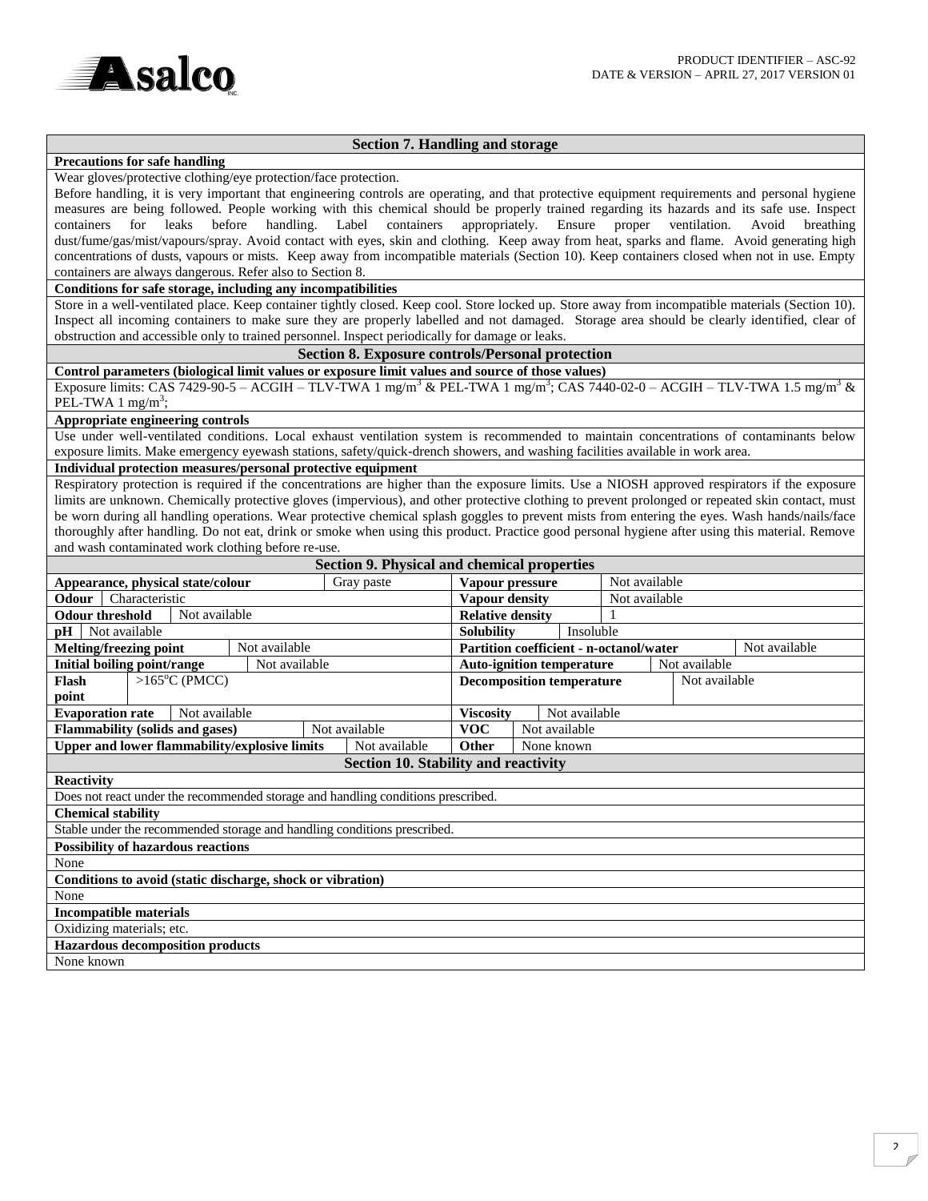## Section 7. Handling and storage

**Precautions for safe handling**

Wear gloves/protective clothing/eye protection/face protection.

Before handling, it is very important that engineering controls are operating, and that protective equipment requirements and personal hygiene measures are being followed. People working with this chemical should be properly trained regarding its hazards and its safe use. Inspect containers for leaks before handling. Label containers appropriately. Ensure proper ventilation. Avoid breathing dust/fume/gas/mist/vapours/spray. Avoid contact with eyes, skin and clothing. Keep away from heat, sparks and flame. Avoid generating high concentrations of dusts, vapours or mists. Keep away from incompatible materials (Section 10). Keep containers closed when not in use. Empty containers are always dangerous. Refer also to Section 8.

**Conditions for safe storage, including any incompatibilities**

Store in a well-ventilated place. Keep container tightly closed. Keep cool. Store locked up. Store away from incompatible materials (Section 10). Inspect all incoming containers to make sure they are properly labelled and not damaged. Storage area should be clearly identified, clear of obstruction and accessible only to trained personnel. Inspect periodically for damage or leaks.

## Section 8. Exposure controls/Personal protection

**Control parameters (biological limit values or exposure limit values and source of those values)**

Exposure limits: CAS 7429-90-5 – ACGIH – TLV-TWA 1 mg/m$^3$ & PEL-TWA 1 mg/m$^3$; CAS 7440-02-0 – ACGIH – TLV-TWA 1.5 mg/m$^3$ & PEL-TWA 1 mg/m$^3$;

**Appropriate engineering controls**

Use under well-ventilated conditions. Local exhaust ventilation system is recommended to maintain concentrations of contaminants below exposure limits. Make emergency eyewash stations, safety/quick-drench showers, and washing facilities available in work area.

**Individual protection measures/personal protective equipment**

Respiratory protection is required if the concentrations are higher than the exposure limits. Use a NIOSH approved respirators if the exposure limits are unknown. Chemically protective gloves (impervious), and other protective clothing to prevent prolonged or repeated skin contact, must be worn during all handling operations. Wear protective chemical splash goggles to prevent mists from entering the eyes. Wash hands/nails/face thoroughly after handling. Do not eat, drink or smoke when using this product. Practice good personal hygiene after using this material. Remove and wash contaminated work clothing before re-use.

## Section 9. Physical and chemical properties

| Property | Value | Property | Value |
|---|---|---|---|
| **Appearance, physical state/colour** | Gray paste | **Vapour pressure** | Not available |
| **Odour** | Characteristic | **Vapour density** | Not available |
| **Odour threshold** | Not available | **Relative density** | 1 |
| **pH** | Not available | **Solubility** | Insoluble |
| **Melting/freezing point** | Not available | **Partition coefficient - n-octanol/water** | Not available |
| **Initial boiling point/range** | Not available | **Auto-ignition temperature** | Not available |
| **Flash point** | >165°C (PMCC) | **Decomposition temperature** | Not available |
| **Evaporation rate** | Not available | **Viscosity** | Not available |
| **Flammability (solids and gases)** | Not available | **VOC** | Not available |
| **Upper and lower flammability/explosive limits** | Not available | **Other** | None known |

## Section 10. Stability and reactivity

**Reactivity**

Does not react under the recommended storage and handling conditions prescribed.

**Chemical stability**

Stable under the recommended storage and handling conditions prescribed.

**Possibility of hazardous reactions**

None

**Conditions to avoid (static discharge, shock or vibration)**

None

**Incompatible materials**

Oxidizing materials; etc.

**Hazardous decomposition products**

None known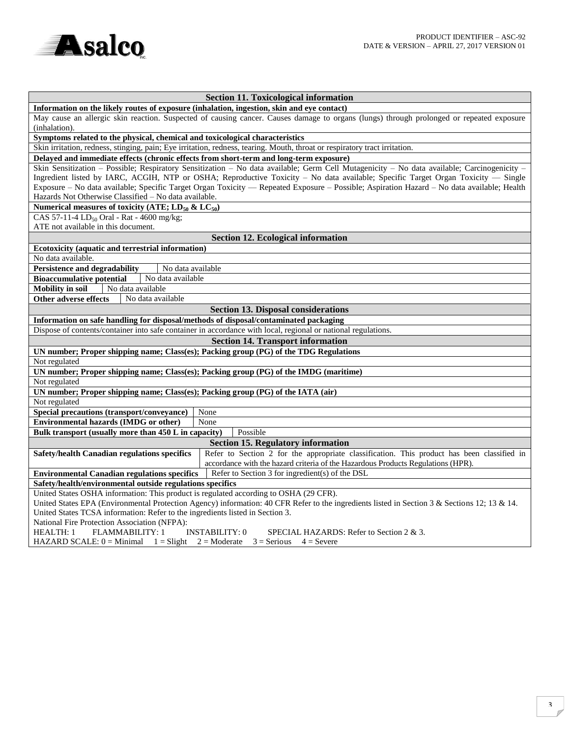## Section 11. Toxicological information

**Information on the likely routes of exposure (inhalation, ingestion, skin and eye contact)**

May cause an allergic skin reaction. Suspected of causing cancer. Causes damage to organs (lungs) through prolonged or repeated exposure (inhalation).

**Symptoms related to the physical, chemical and toxicological characteristics**

Skin irritation, redness, stinging, pain; Eye irritation, redness, tearing. Mouth, throat or respiratory tract irritation.

**Delayed and immediate effects (chronic effects from short-term and long-term exposure)**

Skin Sensitization – Possible; Respiratory Sensitization – No data available; Germ Cell Mutagenicity – No data available; Carcinogenicity – Ingredient listed by IARC, ACGIH, NTP or OSHA; Reproductive Toxicity – No data available; Specific Target Organ Toxicity — Single Exposure – No data available; Specific Target Organ Toxicity — Repeated Exposure – Possible; Aspiration Hazard – No data available; Health Hazards Not Otherwise Classified – No data available.

**Numerical measures of toxicity (ATE; $LD_{50}$ & $LC_{50}$)**

CAS 57-11-4 $LD_{50}$ Oral - Rat - 4600 mg/kg;
ATE not available in this document.

## Section 12. Ecological information

**Ecotoxicity (aquatic and terrestrial information)**

No data available.

| | |
|---|---|
| **Persistence and degradability** | No data available |
| **Bioaccumulative potential** | No data available |
| **Mobility in soil** | No data available |
| **Other adverse effects** | No data available |

## Section 13. Disposal considerations

**Information on safe handling for disposal/methods of disposal/contaminated packaging**

Dispose of contents/container into safe container in accordance with local, regional or national regulations.

## Section 14. Transport information

**UN number; Proper shipping name; Class(es); Packing group (PG) of the TDG Regulations**

Not regulated

**UN number; Proper shipping name; Class(es); Packing group (PG) of the IMDG (maritime)**

Not regulated

**UN number; Proper shipping name; Class(es); Packing group (PG) of the IATA (air)**

Not regulated

| | |
|---|---|
| **Special precautions (transport/conveyance)** | None |
| **Environmental hazards (IMDG or other)** | None |
| **Bulk transport (usually more than 450 L in capacity)** | Possible |

## Section 15. Regulatory information

| | |
|---|---|
| **Safety/health Canadian regulations specifics** | Refer to Section 2 for the appropriate classification. This product has been classified in accordance with the hazard criteria of the Hazardous Products Regulations (HPR). |
| **Environmental Canadian regulations specifics** | Refer to Section 3 for ingredient(s) of the DSL |

**Safety/health/environmental outside regulations specifics**

United States OSHA information: This product is regulated according to OSHA (29 CFR).
United States EPA (Environmental Protection Agency) information: 40 CFR Refer to the ingredients listed in Section 3 & Sections 12; 13 & 14.
United States TCSA information: Refer to the ingredients listed in Section 3.
National Fire Protection Association (NFPA):
HEALTH: 1 FLAMMABILITY: 1 INSTABILITY: 0 SPECIAL HAZARDS: Refer to Section 2 & 3.
HAZARD SCALE: 0 = Minimal 1 = Slight 2 = Moderate 3 = Serious 4 = Severe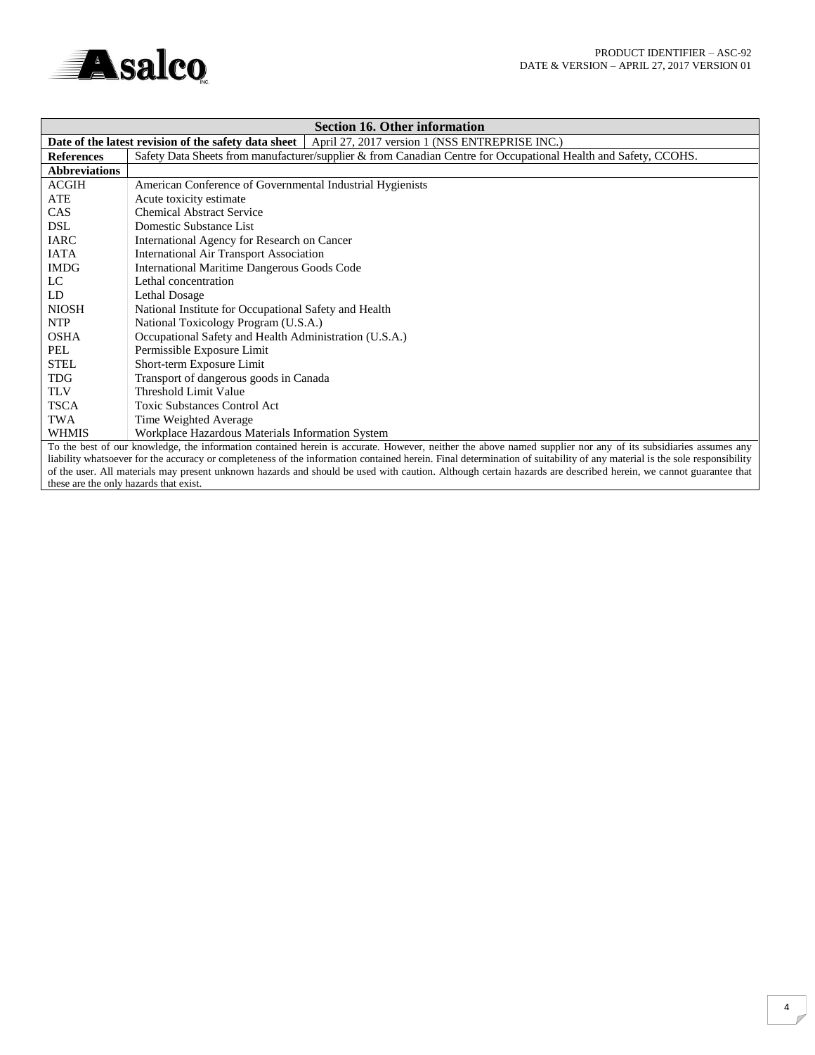## Section 16. Other information

| | |
|---|---|
| **Date of the latest revision of the safety data sheet** | April 27, 2017 version 1 (NSS ENTREPRISE INC.) |
| **References** | Safety Data Sheets from manufacturer/supplier & from Canadian Centre for Occupational Health and Safety, CCOHS. |
| **Abbreviations** | |
| ACGIH | American Conference of Governmental Industrial Hygienists |
| ATE | Acute toxicity estimate |
| CAS | Chemical Abstract Service |
| DSL | Domestic Substance List |
| IARC | International Agency for Research on Cancer |
| IATA | International Air Transport Association |
| IMDG | International Maritime Dangerous Goods Code |
| LC | Lethal concentration |
| LD | Lethal Dosage |
| NIOSH | National Institute for Occupational Safety and Health |
| NTP | National Toxicology Program (U.S.A.) |
| OSHA | Occupational Safety and Health Administration (U.S.A.) |
| PEL | Permissible Exposure Limit |
| STEL | Short-term Exposure Limit |
| TDG | Transport of dangerous goods in Canada |
| TLV | Threshold Limit Value |
| TSCA | Toxic Substances Control Act |
| TWA | Time Weighted Average |
| WHMIS | Workplace Hazardous Materials Information System |

To the best of our knowledge, the information contained herein is accurate. However, neither the above named supplier nor any of its subsidiaries assumes any liability whatsoever for the accuracy or completeness of the information contained herein. Final determination of suitability of any material is the sole responsibility of the user. All materials may present unknown hazards and should be used with caution. Although certain hazards are described herein, we cannot guarantee that these are the only hazards that exist.